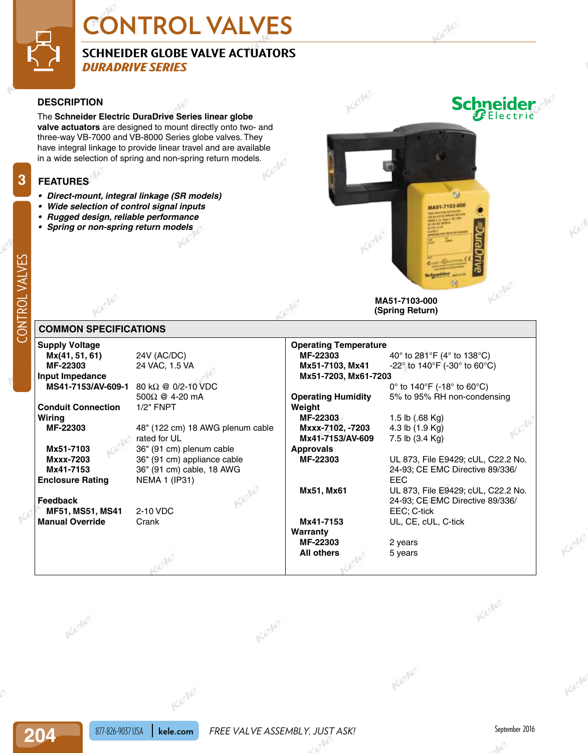# CONTROL VALVES

## SCHNEIDER GLOBE VALVE ACTUATORS

### *DURADRIVE SERIES*

### DESCRIPTION

The **Schneider Electric DuraDrive Series linear globe valve actuators** are designed to mount directly onto two- and three-way VB-7000 and VB-8000 Series globe valves. They have integral linkage to provide linear travel and are available in a wide selection of spring and non-spring return models.

### FEATURES

- ***Direct-mount, integral linkage (SR models)***
- ***Wide selection of control signal inputs***
- ***Rugged design, reliable performance***
- ***Spring or non-spring return models***

**MA51-7103-000 (Spring Return)**

### COMMON SPECIFICATIONS

| Specification | Value |
|---|---|
| **Supply Voltage** | |
| **Mx(41, 51, 61)** | 24V (AC/DC) |
| **MF-22303** | 24 VAC, 1.5 VA |
| **Input Impedance** | |
| **MS41-7153/AV-609-1** | 80 kΩ @ 0/2-10 VDC<br>500Ω @ 4-20 mA |
| **Conduit Connection** | 1/2" FNPT |
| **Wiring** | |
| **MF-22303** | 48" (122 cm) 18 AWG plenum cable rated for UL |
| **Mx51-7103** | 36" (91 cm) plenum cable |
| **Mxxx-7203** | 36" (91 cm) appliance cable |
| **Mx41-7153** | 36" (91 cm) cable, 18 AWG |
| **Enclosure Rating** | NEMA 1 (IP31) |
| **Feedback** | |
| **MF51, MS51, MS41** | 2-10 VDC |
| **Manual Override** | Crank |
| **Operating Temperature** | |
| **MF-22303** | 40° to 281°F (4° to 138°C) |
| **Mx51-7103, Mx41** | -22° to 140°F (-30° to 60°C) |
| **Mx51-7203, Mx61-7203** | 0° to 140°F (-18° to 60°C) |
| **Operating Humidity** | 5% to 95% RH non-condensing |
| **Weight** | |
| **MF-22303** | 1.5 lb (.68 Kg) |
| **Mxxx-7102, -7203** | 4.3 lb (1.9 Kg) |
| **Mx41-7153/AV-609** | 7.5 lb (3.4 Kg) |
| **Approvals** | |
| **MF-22303** | UL 873, File E9429; cUL, C22.2 No. 24-93; CE EMC Directive 89/336/EEC |
| **Mx51, Mx61** | UL 873, File E9429; cUL, C22.2 No. 24-93; CE EMC Directive 89/336/EEC; C-tick |
| **Mx41-7153** | UL, CE, cUL, C-tick |
| **Warranty** | |
| **MF-22303** | 2 years |
| **All others** | 5 years |

FREE VALVE ASSEMBLY, JUST ASK!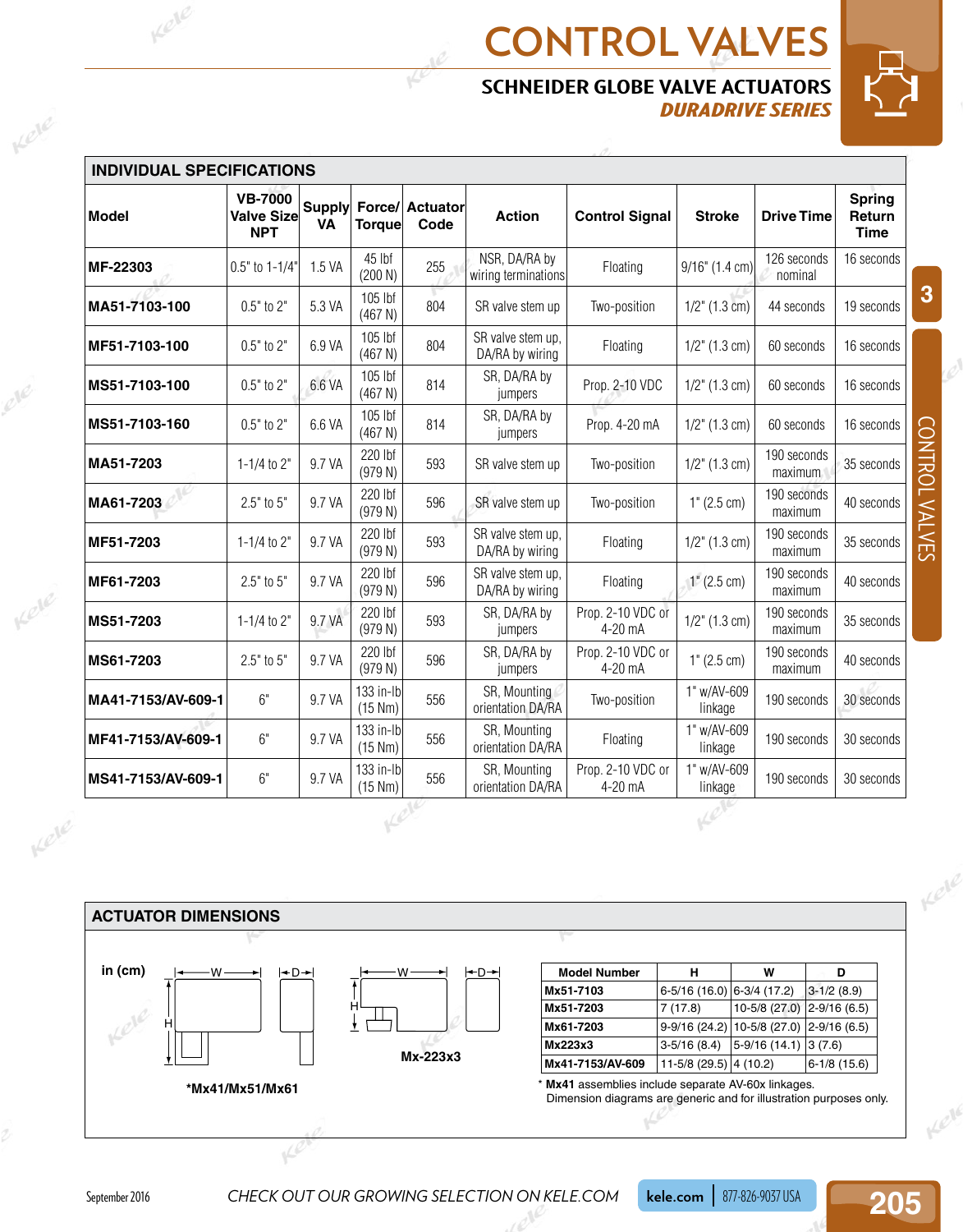# CONTROL VALVES

## SCHNEIDER GLOBE VALVE ACTUATORS

### *DURADRIVE SERIES*

## INDIVIDUAL SPECIFICATIONS

| Model | VB-7000 Valve Size NPT | Supply VA | Force/ Torque | Actuator Code | Action | Control Signal | Stroke | Drive Time | Spring Return Time |
|---|---|---|---|---|---|---|---|---|---|
| **MF-22303** | 0.5" to 1-1/4" | 1.5 VA | 45 lbf (200 N) | 255 | NSR, DA/RA by wiring terminations | Floating | 9/16" (1.4 cm) | 126 seconds nominal | 16 seconds |
| **MA51-7103-100** | 0.5" to 2" | 5.3 VA | 105 lbf (467 N) | 804 | SR valve stem up | Two-position | 1/2" (1.3 cm) | 44 seconds | 19 seconds |
| **MF51-7103-100** | 0.5" to 2" | 6.9 VA | 105 lbf (467 N) | 804 | SR valve stem up, DA/RA by wiring | Floating | 1/2" (1.3 cm) | 60 seconds | 16 seconds |
| **MS51-7103-100** | 0.5" to 2" | 6.6 VA | 105 lbf (467 N) | 814 | SR, DA/RA by jumpers | Prop. 2-10 VDC | 1/2" (1.3 cm) | 60 seconds | 16 seconds |
| **MS51-7103-160** | 0.5" to 2" | 6.6 VA | 105 lbf (467 N) | 814 | SR, DA/RA by jumpers | Prop. 4-20 mA | 1/2" (1.3 cm) | 60 seconds | 16 seconds |
| **MA51-7203** | 1-1/4 to 2" | 9.7 VA | 220 lbf (979 N) | 593 | SR valve stem up | Two-position | 1/2" (1.3 cm) | 190 seconds maximum | 35 seconds |
| **MA61-7203** | 2.5" to 5" | 9.7 VA | 220 lbf (979 N) | 596 | SR valve stem up | Two-position | 1" (2.5 cm) | 190 seconds maximum | 40 seconds |
| **MF51-7203** | 1-1/4 to 2" | 9.7 VA | 220 lbf (979 N) | 593 | SR valve stem up, DA/RA by wiring | Floating | 1/2" (1.3 cm) | 190 seconds maximum | 35 seconds |
| **MF61-7203** | 2.5" to 5" | 9.7 VA | 220 lbf (979 N) | 596 | SR valve stem up, DA/RA by wiring | Floating | 1" (2.5 cm) | 190 seconds maximum | 40 seconds |
| **MS51-7203** | 1-1/4 to 2" | 9.7 VA | 220 lbf (979 N) | 593 | SR, DA/RA by jumpers | Prop. 2-10 VDC or 4-20 mA | 1/2" (1.3 cm) | 190 seconds maximum | 35 seconds |
| **MS61-7203** | 2.5" to 5" | 9.7 VA | 220 lbf (979 N) | 596 | SR, DA/RA by jumpers | Prop. 2-10 VDC or 4-20 mA | 1" (2.5 cm) | 190 seconds maximum | 40 seconds |
| **MA41-7153/AV-609-1** | 6" | 9.7 VA | 133 in-lb (15 Nm) | 556 | SR, Mounting orientation DA/RA | Two-position | 1" w/AV-609 linkage | 190 seconds | 30 seconds |
| **MF41-7153/AV-609-1** | 6" | 9.7 VA | 133 in-lb (15 Nm) | 556 | SR, Mounting orientation DA/RA | Floating | 1" w/AV-609 linkage | 190 seconds | 30 seconds |
| **MS41-7153/AV-609-1** | 6" | 9.7 VA | 133 in-lb (15 Nm) | 556 | SR, Mounting orientation DA/RA | Prop. 2-10 VDC or 4-20 mA | 1" w/AV-609 linkage | 190 seconds | 30 seconds |

## ACTUATOR DIMENSIONS

in (cm)

**\*Mx41/Mx51/Mx61**

**Mx-223x3**

| Model Number | H | W | D |
|---|---|---|---|
| **Mx51-7103** | 6-5/16 (16.0) | 6-3/4 (17.2) | 3-1/2 (8.9) |
| **Mx51-7203** | 7 (17.8) | 10-5/8 (27.0) | 2-9/16 (6.5) |
| **Mx61-7203** | 9-9/16 (24.2) | 10-5/8 (27.0) | 2-9/16 (6.5) |
| **Mx223x3** | 3-5/16 (8.4) | 5-9/16 (14.1) | 3 (7.6) |
| **Mx41-7153/AV-609** | 11-5/8 (29.5) | 4 (10.2) | 6-1/8 (15.6) |

\* **Mx41** assemblies include separate AV-60x linkages.
Dimension diagrams are generic and for illustration purposes only.

*CHECK OUT OUR GROWING SELECTION ON KELE.COM*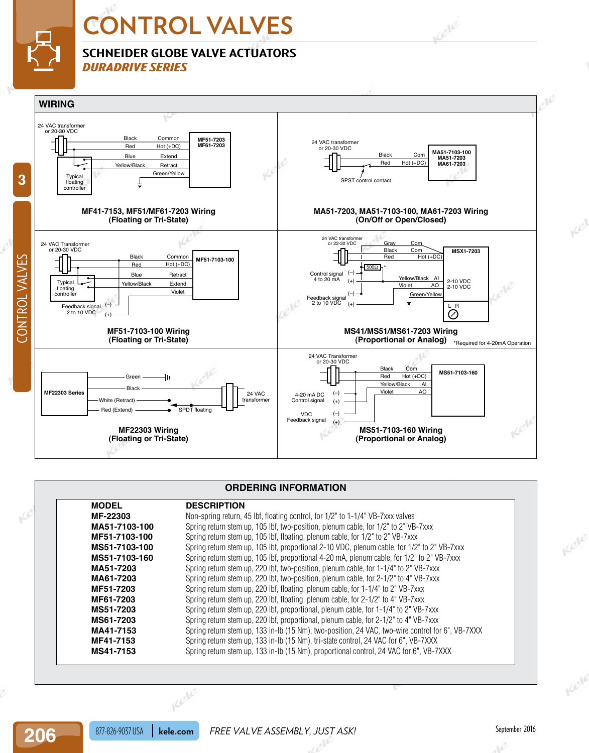# CONTROL VALVES

## SCHNEIDER GLOBE VALVE ACTUATORS

### *DURADRIVE SERIES*

## WIRING

24 VAC transformer
or 20-30 VDC
Black Common
Red Hot (+DC)
Blue Extend
Yellow/Black Retract
Green/Yellow
Typical floating controller
MF51-7203
MF61-7203

**MF41-7153, MF51/MF61-7203 Wiring**
**(Floating or Tri-State)**

24 VAC transformer
or 20-30 VDC
Black Com
Red Hot (+DC)
SPST control contact
MA51-7103-100
MA51-7203
MA61-7203

**MA51-7203, MA51-7103-100, MA61-7203 Wiring**
**(On/Off or Open/Closed)**

24 VAC Transformer
or 20-30 VDC
Black Common
Red Hot (+DC)
Blue Retract
Yellow/Black Extend
Violet
Typical floating controller
Feedback signal 2 to 10 VDC (−) (+)
MF51-7103-100

**MF51-7103-100 Wiring**
**(Floating or Tri-State)**

24 VAC transformer
or 22-30 VDC
Gray Com
Black Com
Red Hot (+DC)
500Ω *
Control signal 4 to 20 mA (−) (+)
Yellow/Black AI
Violet AO
Feedback signal 2 to 10 VDC (−) (+)
Green/Yellow
MSX1-7203
2-10 VDC
2-10 VDC
L R

**MS41/MS51/MS61-7203 Wiring**
**(Proportional or Analog)**

*Required for 4-20mA Operation

MF22303 Series
Green
Black
White (Retract)
Red (Extend)
SPDT floating
24 VAC transformer

**MF22303 Wiring**
**(Floating or Tri-State)**

24 VAC Transformer
or 20-30 VDC
Black Com
Red Hot (+DC)
Yellow/Black AI
Violet AO
4-20 mA DC Control signal (−) (+)
VDC Feedback signal (−) (+)
MS51-7103-160

**MS51-7103-160 Wiring**
**(Proportional or Analog)**

## ORDERING INFORMATION

| MODEL | DESCRIPTION |
|---|---|
| MF-22303 | Non-spring return, 45 lbf, floating control, for 1/2" to 1-1/4" VB-7xxx valves |
| MA51-7103-100 | Spring return stem up, 105 lbf, two-position, plenum cable, for 1/2" to 2" VB-7xxx |
| MF51-7103-100 | Spring return stem up, 105 lbf, floating, plenum cable, for 1/2" to 2" VB-7xxx |
| MS51-7103-100 | Spring return stem up, 105 lbf, proportional 2-10 VDC, plenum cable, for 1/2" to 2" VB-7xxx |
| MS51-7103-160 | Spring return stem up, 105 lbf, proportional 4-20 mA, plenum cable, for 1/2" to 2" VB-7xxx |
| MA51-7203 | Spring return stem up, 220 lbf, two-position, plenum cable, for 1-1/4" to 2" VB-7xxx |
| MA61-7203 | Spring return stem up, 220 lbf, two-position, plenum cable, for 2-1/2" to 4" VB-7xxx |
| MF51-7203 | Spring return stem up, 220 lbf, floating, plenum cable, for 1-1/4" to 2" VB-7xxx |
| MF61-7203 | Spring return stem up, 220 lbf, floating, plenum cable, for 2-1/2" to 4" VB-7xxx |
| MS51-7203 | Spring return stem up, 220 lbf, proportional, plenum cable, for 1-1/4" to 2" VB-7xxx |
| MS61-7203 | Spring return stem up, 220 lbf, proportional, plenum cable, for 2-1/2" to 4" VB-7xxx |
| MA41-7153 | Spring return stem up, 133 in-lb (15 Nm), two-position, 24 VAC, two-wire control for 6", VB-7XXX |
| MF41-7153 | Spring return stem up, 133 in-lb (15 Nm), tri-state control, 24 VAC for 6", VB-7XXX |
| MS41-7153 | Spring return stem up, 133 in-lb (15 Nm), proportional control, 24 VAC for 6", VB-7XXX |